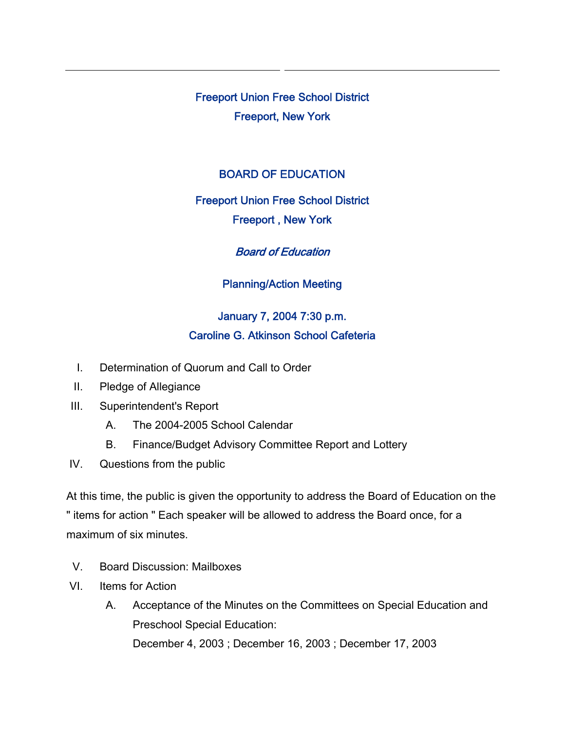Freeport Union Free School District
Freeport, New York

## BOARD OF EDUCATION

Freeport Union Free School District
Freeport , New York

*Board of Education*

Planning/Action Meeting

January 7, 2004 7:30 p.m.
Caroline G. Atkinson School Cafeteria

I. Determination of Quorum and Call to Order

II. Pledge of Allegiance

III. Superintendent's Report

   A. The 2004-2005 School Calendar

   B. Finance/Budget Advisory Committee Report and Lottery

IV. Questions from the public

At this time, the public is given the opportunity to address the Board of Education on the " items for action " Each speaker will be allowed to address the Board once, for a maximum of six minutes.

V. Board Discussion: Mailboxes

VI. Items for Action

   A. Acceptance of the Minutes on the Committees on Special Education and Preschool Special Education:
   December 4, 2003 ; December 16, 2003 ; December 17, 2003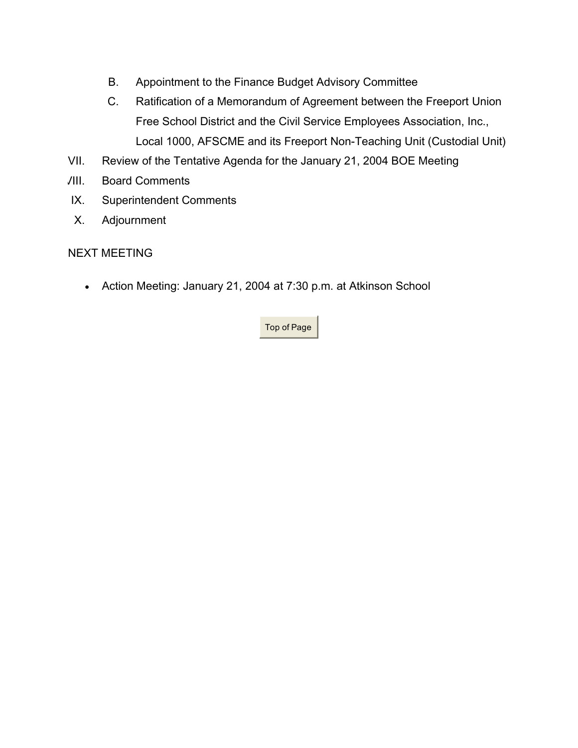B. Appointment to the Finance Budget Advisory Committee

C. Ratification of a Memorandum of Agreement between the Freeport Union Free School District and the Civil Service Employees Association, Inc., Local 1000, AFSCME and its Freeport Non-Teaching Unit (Custodial Unit)

VII. Review of the Tentative Agenda for the January 21, 2004 BOE Meeting

VIII. Board Comments

IX. Superintendent Comments

X. Adjournment

NEXT MEETING

- Action Meeting: January 21, 2004 at 7:30 p.m. at Atkinson School

Top of Page